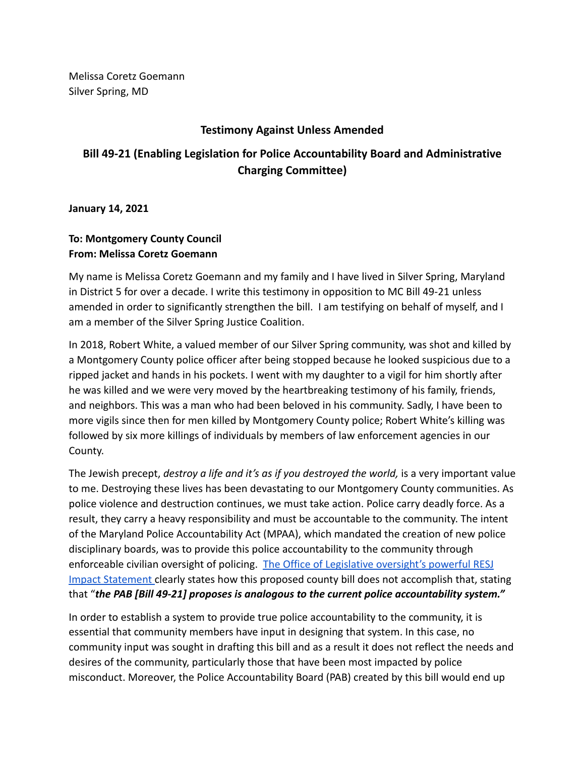Melissa Coretz Goemann
Silver Spring, MD

**Testimony Against Unless Amended**

**Bill 49-21 (Enabling Legislation for Police Accountability Board and Administrative Charging Committee)**

**January 14, 2021**

**To: Montgomery County Council**
**From: Melissa Coretz Goemann**

My name is Melissa Coretz Goemann and my family and I have lived in Silver Spring, Maryland in District 5 for over a decade. I write this testimony in opposition to MC Bill 49-21 unless amended in order to significantly strengthen the bill. I am testifying on behalf of myself, and I am a member of the Silver Spring Justice Coalition.

In 2018, Robert White, a valued member of our Silver Spring community, was shot and killed by a Montgomery County police officer after being stopped because he looked suspicious due to a ripped jacket and hands in his pockets. I went with my daughter to a vigil for him shortly after he was killed and we were very moved by the heartbreaking testimony of his family, friends, and neighbors. This was a man who had been beloved in his community. Sadly, I have been to more vigils since then for men killed by Montgomery County police; Robert White's killing was followed by six more killings of individuals by members of law enforcement agencies in our County.

The Jewish precept, *destroy a life and it's as if you destroyed the world,* is a very important value to me. Destroying these lives has been devastating to our Montgomery County communities. As police violence and destruction continues, we must take action. Police carry deadly force. As a result, they carry a heavy responsibility and must be accountable to the community. The intent of the Maryland Police Accountability Act (MPAA), which mandated the creation of new police disciplinary boards, was to provide this police accountability to the community through enforceable civilian oversight of policing. The Office of Legislative oversight's powerful RESJ Impact Statement clearly states how this proposed county bill does not accomplish that, stating that "***the PAB [Bill 49-21] proposes is analogous to the current police accountability system."***

In order to establish a system to provide true police accountability to the community, it is essential that community members have input in designing that system. In this case, no community input was sought in drafting this bill and as a result it does not reflect the needs and desires of the community, particularly those that have been most impacted by police misconduct. Moreover, the Police Accountability Board (PAB) created by this bill would end up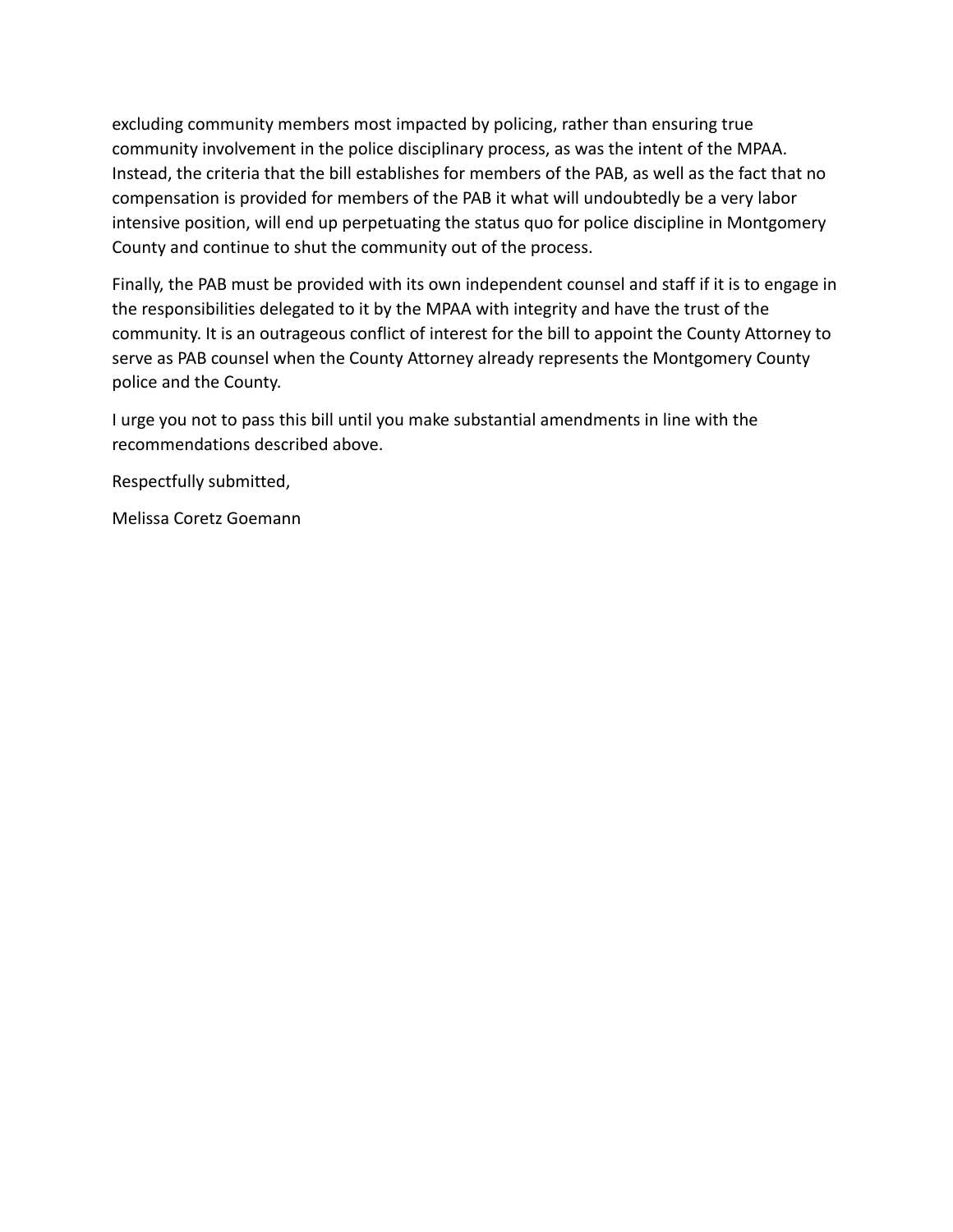excluding community members most impacted by policing, rather than ensuring true community involvement in the police disciplinary process, as was the intent of the MPAA. Instead, the criteria that the bill establishes for members of the PAB, as well as the fact that no compensation is provided for members of the PAB it what will undoubtedly be a very labor intensive position, will end up perpetuating the status quo for police discipline in Montgomery County and continue to shut the community out of the process.

Finally, the PAB must be provided with its own independent counsel and staff if it is to engage in the responsibilities delegated to it by the MPAA with integrity and have the trust of the community. It is an outrageous conflict of interest for the bill to appoint the County Attorney to serve as PAB counsel when the County Attorney already represents the Montgomery County police and the County.

I urge you not to pass this bill until you make substantial amendments in line with the recommendations described above.

Respectfully submitted,

Melissa Coretz Goemann